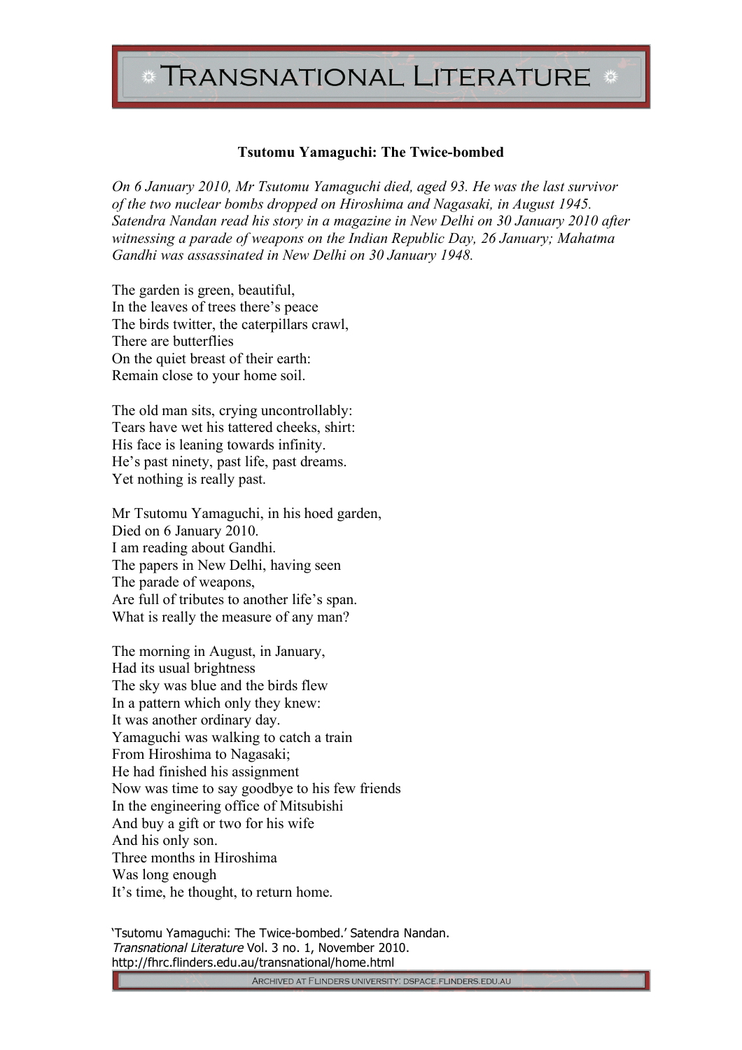# Tsutomu Yamaguchi: The Twice-bombed

*On 6 January 2010, Mr Tsutomu Yamaguchi died, aged 93. He was the last survivor of the two nuclear bombs dropped on Hiroshima and Nagasaki, in August 1945. Satendra Nandan read his story in a magazine in New Delhi on 30 January 2010 after witnessing a parade of weapons on the Indian Republic Day, 26 January; Mahatma Gandhi was assassinated in New Delhi on 30 January 1948.*

The garden is green, beautiful,  
In the leaves of trees there's peace  
The birds twitter, the caterpillars crawl,  
There are butterflies  
On the quiet breast of their earth:  
Remain close to your home soil.

The old man sits, crying uncontrollably:  
Tears have wet his tattered cheeks, shirt:  
His face is leaning towards infinity.  
He's past ninety, past life, past dreams.  
Yet nothing is really past.

Mr Tsutomu Yamaguchi, in his hoed garden,  
Died on 6 January 2010.  
I am reading about Gandhi.  
The papers in New Delhi, having seen  
The parade of weapons,  
Are full of tributes to another life's span.  
What is really the measure of any man?

The morning in August, in January,  
Had its usual brightness  
The sky was blue and the birds flew  
In a pattern which only they knew:  
It was another ordinary day.  
Yamaguchi was walking to catch a train  
From Hiroshima to Nagasaki;  
He had finished his assignment  
Now was time to say goodbye to his few friends  
In the engineering office of Mitsubishi  
And buy a gift or two for his wife  
And his only son.  
Three months in Hiroshima  
Was long enough  
It's time, he thought, to return home.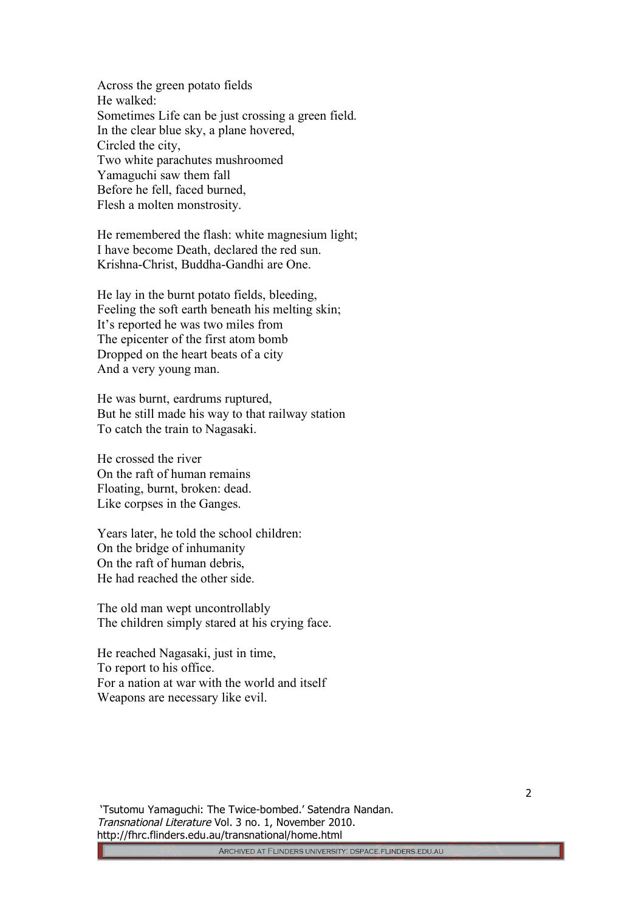Across the green potato fields  
He walked:  
Sometimes Life can be just crossing a green field.  
In the clear blue sky, a plane hovered,  
Circled the city,  
Two white parachutes mushroomed  
Yamaguchi saw them fall  
Before he fell, faced burned,  
Flesh a molten monstrosity.

He remembered the flash: white magnesium light;  
I have become Death, declared the red sun.  
Krishna-Christ, Buddha-Gandhi are One.

He lay in the burnt potato fields, bleeding,  
Feeling the soft earth beneath his melting skin;  
It's reported he was two miles from  
The epicenter of the first atom bomb  
Dropped on the heart beats of a city  
And a very young man.

He was burnt, eardrums ruptured,  
But he still made his way to that railway station  
To catch the train to Nagasaki.

He crossed the river  
On the raft of human remains  
Floating, burnt, broken: dead.  
Like corpses in the Ganges.

Years later, he told the school children:  
On the bridge of inhumanity  
On the raft of human debris,  
He had reached the other side.

The old man wept uncontrollably  
The children simply stared at his crying face.

He reached Nagasaki, just in time,  
To report to his office.  
For a nation at war with the world and itself  
Weapons are necessary like evil.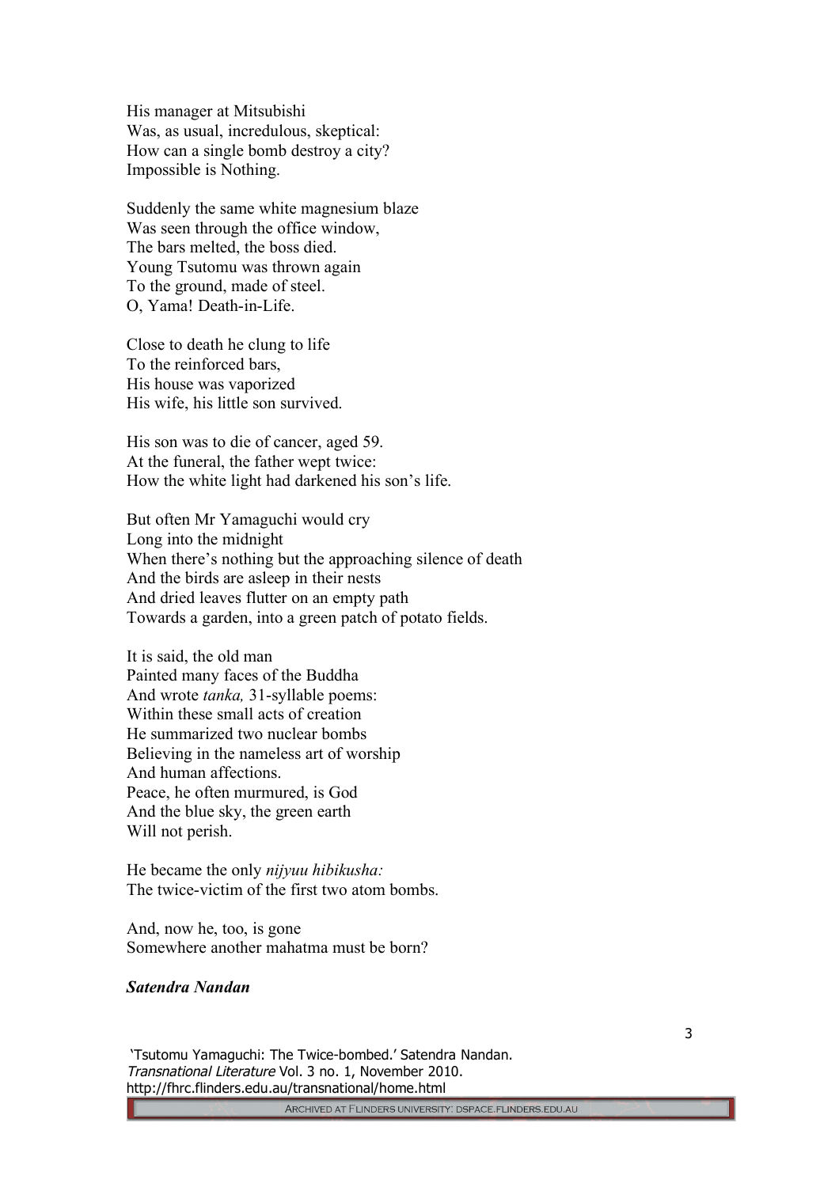His manager at Mitsubishi
Was, as usual, incredulous, skeptical:
How can a single bomb destroy a city?
Impossible is Nothing.

Suddenly the same white magnesium blaze
Was seen through the office window,
The bars melted, the boss died.
Young Tsutomu was thrown again
To the ground, made of steel.
O, Yama! Death-in-Life.

Close to death he clung to life
To the reinforced bars,
His house was vaporized
His wife, his little son survived.

His son was to die of cancer, aged 59.
At the funeral, the father wept twice:
How the white light had darkened his son's life.

But often Mr Yamaguchi would cry
Long into the midnight
When there's nothing but the approaching silence of death
And the birds are asleep in their nests
And dried leaves flutter on an empty path
Towards a garden, into a green patch of potato fields.

It is said, the old man
Painted many faces of the Buddha
And wrote *tanka,* 31-syllable poems:
Within these small acts of creation
He summarized two nuclear bombs
Believing in the nameless art of worship
And human affections.
Peace, he often murmured, is God
And the blue sky, the green earth
Will not perish.

He became the only *nijyuu hibikusha:*
The twice-victim of the first two atom bombs.

And, now he, too, is gone
Somewhere another mahatma must be born?

***Satendra Nandan***